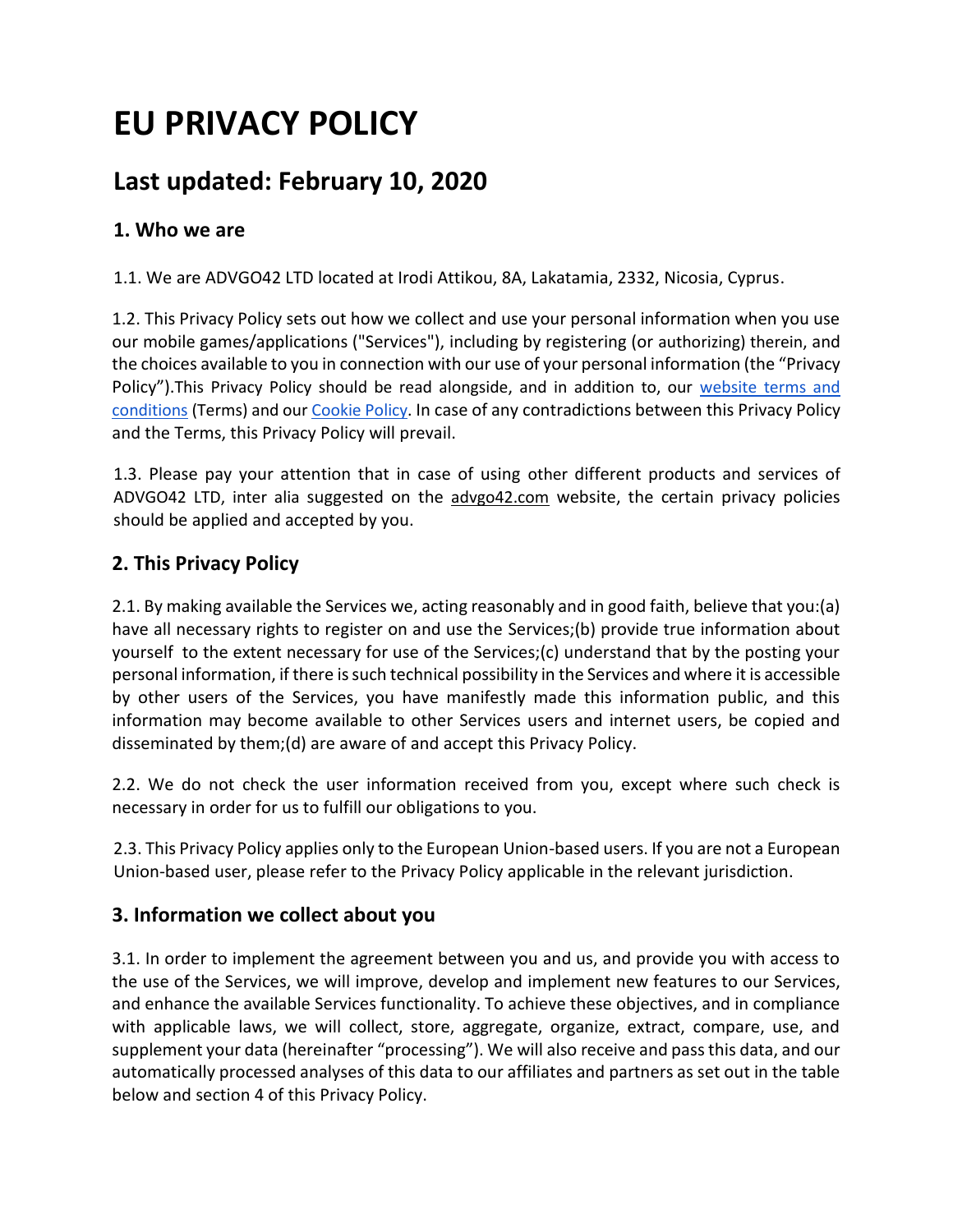# EU PRIVACY POLICY

## Last updated: February 10, 2020

### 1. Who we are

1.1. We are ADVGO42 LTD located at Irodi Attikou, 8A, Lakatamia, 2332, Nicosia, Cyprus.

1.2. This Privacy Policy sets out how we collect and use your personal information when you use our mobile games/applications ("Services"), including by registering (or authorizing) therein, and the choices available to you in connection with our use of your personal information (the "Privacy Policy").This Privacy Policy should be read alongside, and in addition to, our website terms and conditions (Terms) and our Cookie Policy. In case of any contradictions between this Privacy Policy and the Terms, this Privacy Policy will prevail.

1.3. Please pay your attention that in case of using other different products and services of ADVGO42 LTD, inter alia suggested on the advgo42.com website, the certain privacy policies should be applied and accepted by you.

### 2. This Privacy Policy

2.1. By making available the Services we, acting reasonably and in good faith, believe that you:(a) have all necessary rights to register on and use the Services;(b) provide true information about yourself to the extent necessary for use of the Services;(c) understand that by the posting your personal information, if there is such technical possibility in the Services and where it is accessible by other users of the Services, you have manifestly made this information public, and this information may become available to other Services users and internet users, be copied and disseminated by them;(d) are aware of and accept this Privacy Policy.

2.2. We do not check the user information received from you, except where such check is necessary in order for us to fulfill our obligations to you.

2.3. This Privacy Policy applies only to the European Union-based users. If you are not a European Union-based user, please refer to the Privacy Policy applicable in the relevant jurisdiction.

### 3. Information we collect about you

3.1. In order to implement the agreement between you and us, and provide you with access to the use of the Services, we will improve, develop and implement new features to our Services, and enhance the available Services functionality. To achieve these objectives, and in compliance with applicable laws, we will collect, store, aggregate, organize, extract, compare, use, and supplement your data (hereinafter "processing"). We will also receive and pass this data, and our automatically processed analyses of this data to our affiliates and partners as set out in the table below and section 4 of this Privacy Policy.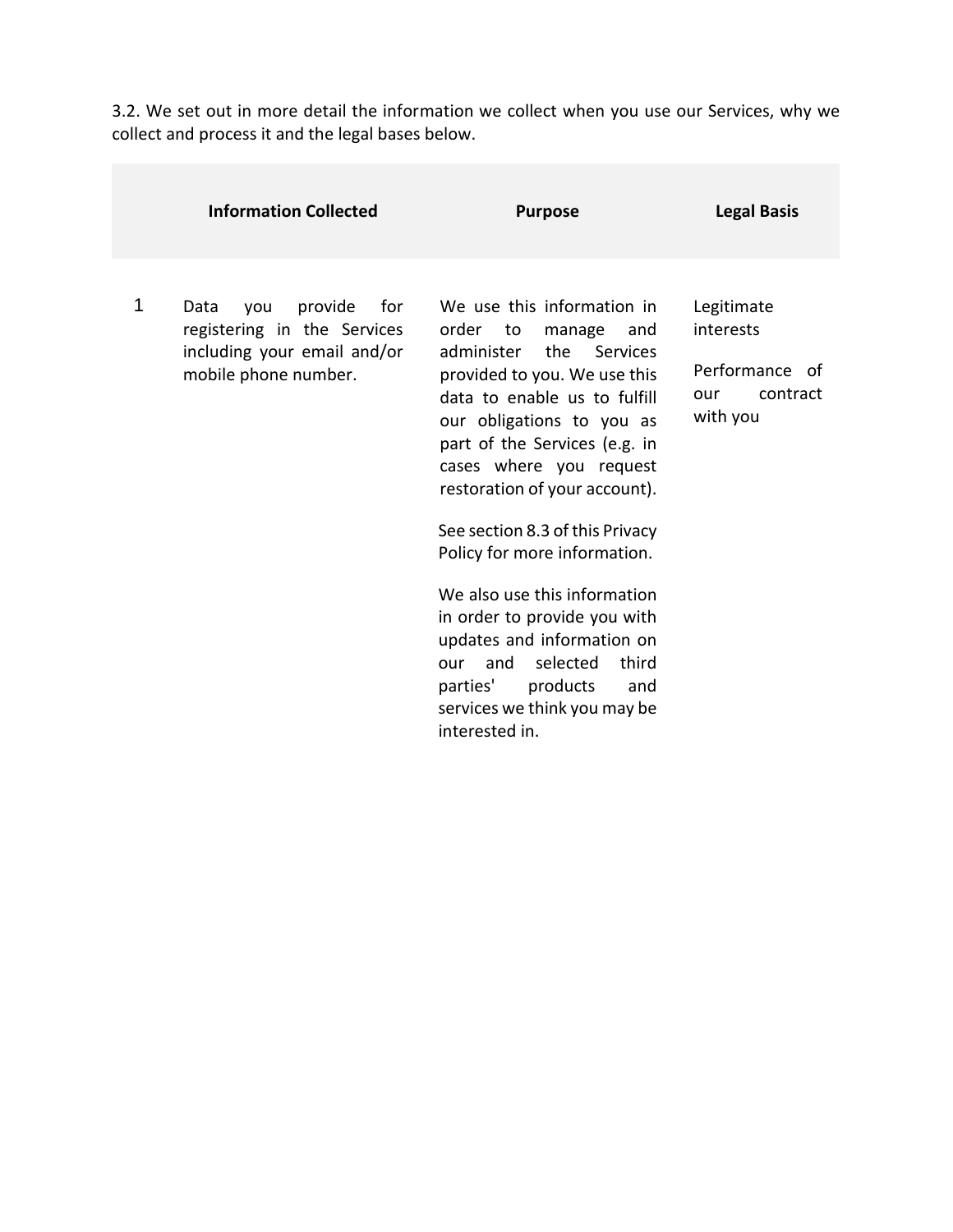3.2. We set out in more detail the information we collect when you use our Services, why we collect and process it and the legal bases below.

| | Information Collected | Purpose | Legal Basis |
|---|---|---|---|
| 1 | Data you provide for registering in the Services including your email and/or mobile phone number. | We use this information in order to manage and administer the Services provided to you. We use this data to enable us to fulfill our obligations to you as part of the Services (e.g. in cases where you request restoration of your account).<br><br>See section 8.3 of this Privacy Policy for more information.<br><br>We also use this information in order to provide you with updates and information on our and selected third parties' products and services we think you may be interested in. | Legitimate interests<br><br>Performance of our contract with you |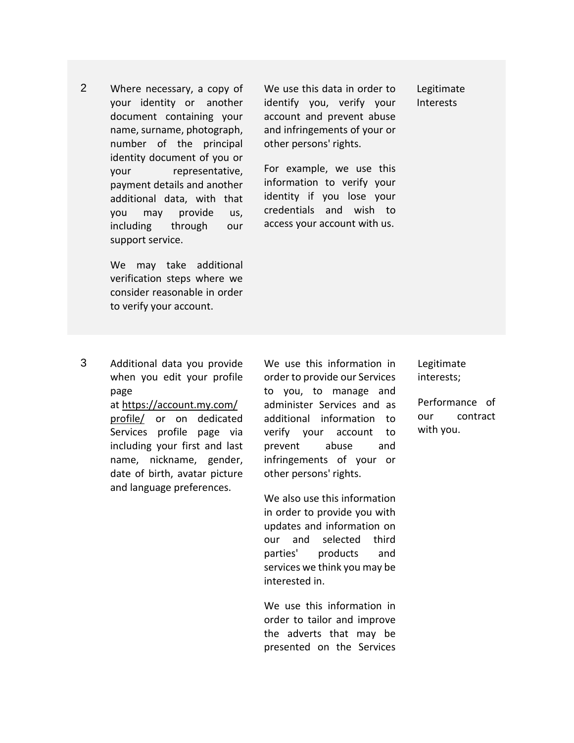| | | | |
|---|---|---|---|
| 2 | Where necessary, a copy of your identity or another document containing your name, surname, photograph, number of the principal identity document of you or your representative, payment details and another additional data, with that you may provide us, including through our support service.<br><br>We may take additional verification steps where we consider reasonable in order to verify your account. | We use this data in order to identify you, verify your account and prevent abuse and infringements of your or other persons' rights.<br><br>For example, we use this information to verify your identity if you lose your credentials and wish to access your account with us. | Legitimate Interests |
| 3 | Additional data you provide when you edit your profile page at https://account.my.com/profile/ or on dedicated Services profile page via including your first and last name, nickname, gender, date of birth, avatar picture and language preferences. | We use this information in order to provide our Services to you, to manage and administer Services and as additional information to verify your account to prevent abuse and infringements of your or other persons' rights.<br><br>We also use this information in order to provide you with updates and information on our and selected third parties' products and services we think you may be interested in.<br><br>We use this information in order to tailor and improve the adverts that may be presented on the Services | Legitimate interests;<br><br>Performance of our contract with you. |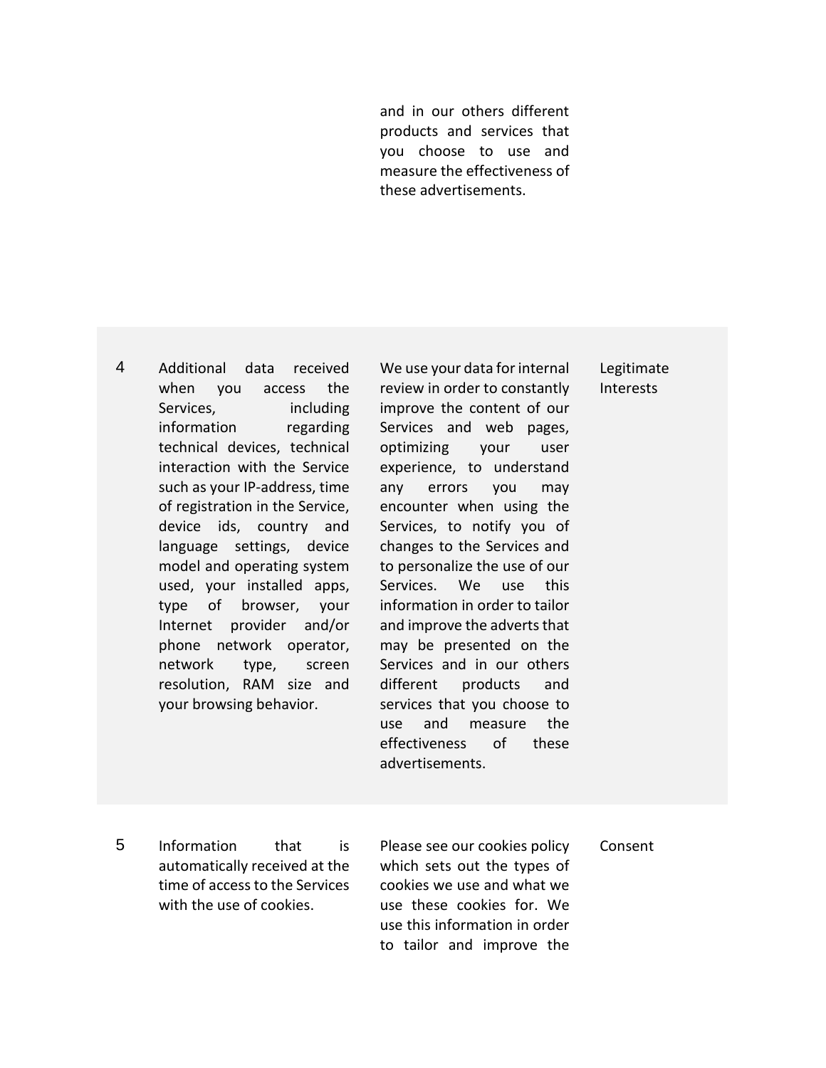| | | | |
|---|---|---|---|
| | | and in our others different products and services that you choose to use and measure the effectiveness of these advertisements. | |
| 4 | Additional data received when you access the Services, including information regarding technical devices, technical interaction with the Service such as your IP-address, time of registration in the Service, device ids, country and language settings, device model and operating system used, your installed apps, type of browser, your Internet provider and/or phone network operator, network type, screen resolution, RAM size and your browsing behavior. | We use your data for internal review in order to constantly improve the content of our Services and web pages, optimizing your user experience, to understand any errors you may encounter when using the Services, to notify you of changes to the Services and to personalize the use of our Services. We use this information in order to tailor and improve the adverts that may be presented on the Services and in our others different products and services that you choose to use and measure the effectiveness of these advertisements. | Legitimate Interests |
| 5 | Information that is automatically received at the time of access to the Services with the use of cookies. | Please see our cookies policy which sets out the types of cookies we use and what we use these cookies for. We use this information in order to tailor and improve the | Consent |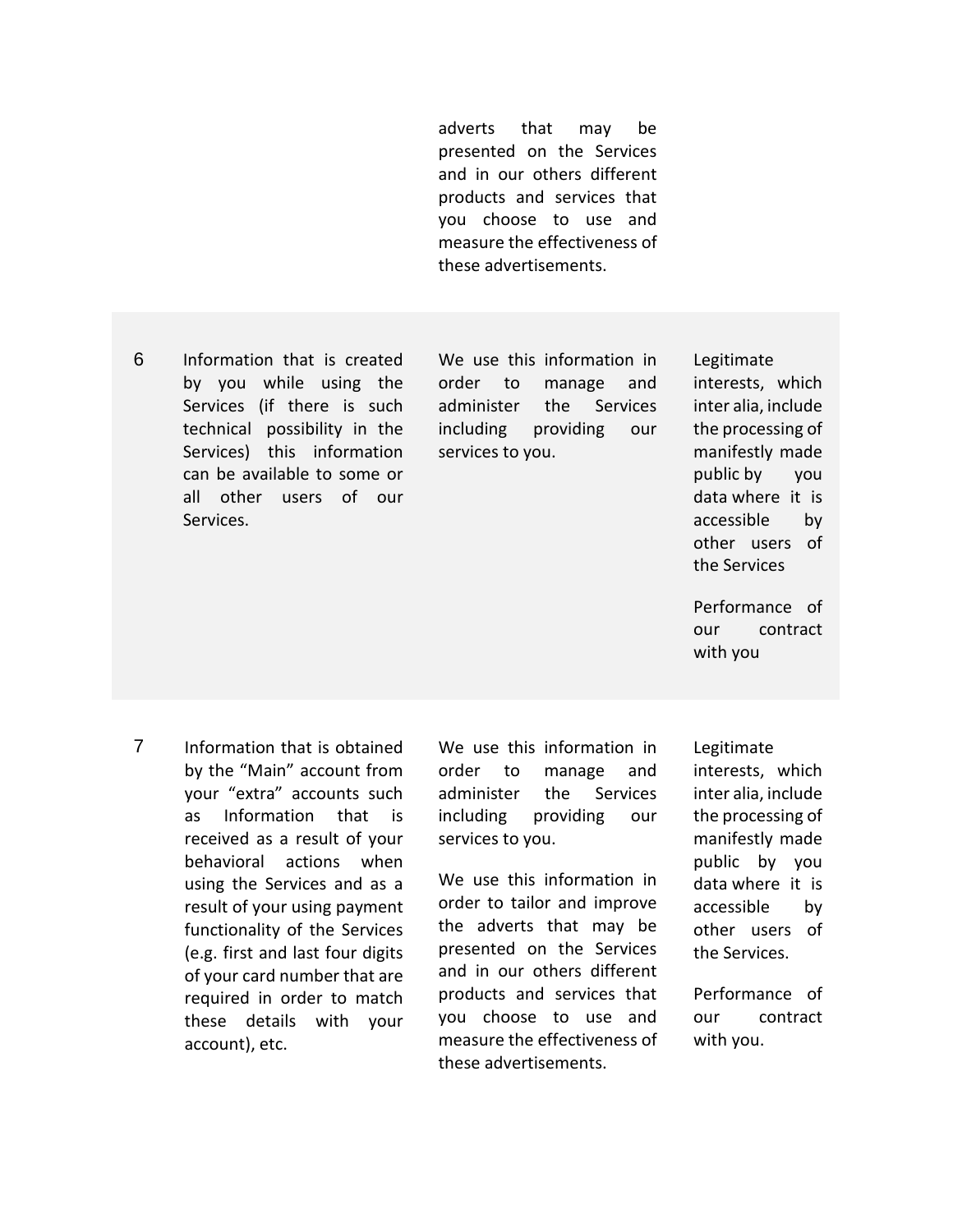| | | | |
|---|---|---|---|
| | | adverts that may be presented on the Services and in our others different products and services that you choose to use and measure the effectiveness of these advertisements. | |
| 6 | Information that is created by you while using the Services (if there is such technical possibility in the Services) this information can be available to some or all other users of our Services. | We use this information in order to manage and administer the Services including providing our services to you. | Legitimate interests, which inter alia, include the processing of manifestly made public by you data where it is accessible by other users of the Services<br><br>Performance of our contract with you |
| 7 | Information that is obtained by the "Main" account from your "extra" accounts such as Information that is received as a result of your behavioral actions when using the Services and as a result of your using payment functionality of the Services (e.g. first and last four digits of your card number that are required in order to match these details with your account), etc. | We use this information in order to manage and administer the Services including providing our services to you.<br><br>We use this information in order to tailor and improve the adverts that may be presented on the Services and in our others different products and services that you choose to use and measure the effectiveness of these advertisements. | Legitimate interests, which inter alia, include the processing of manifestly made public by you data where it is accessible by other users of the Services.<br><br>Performance of our contract with you. |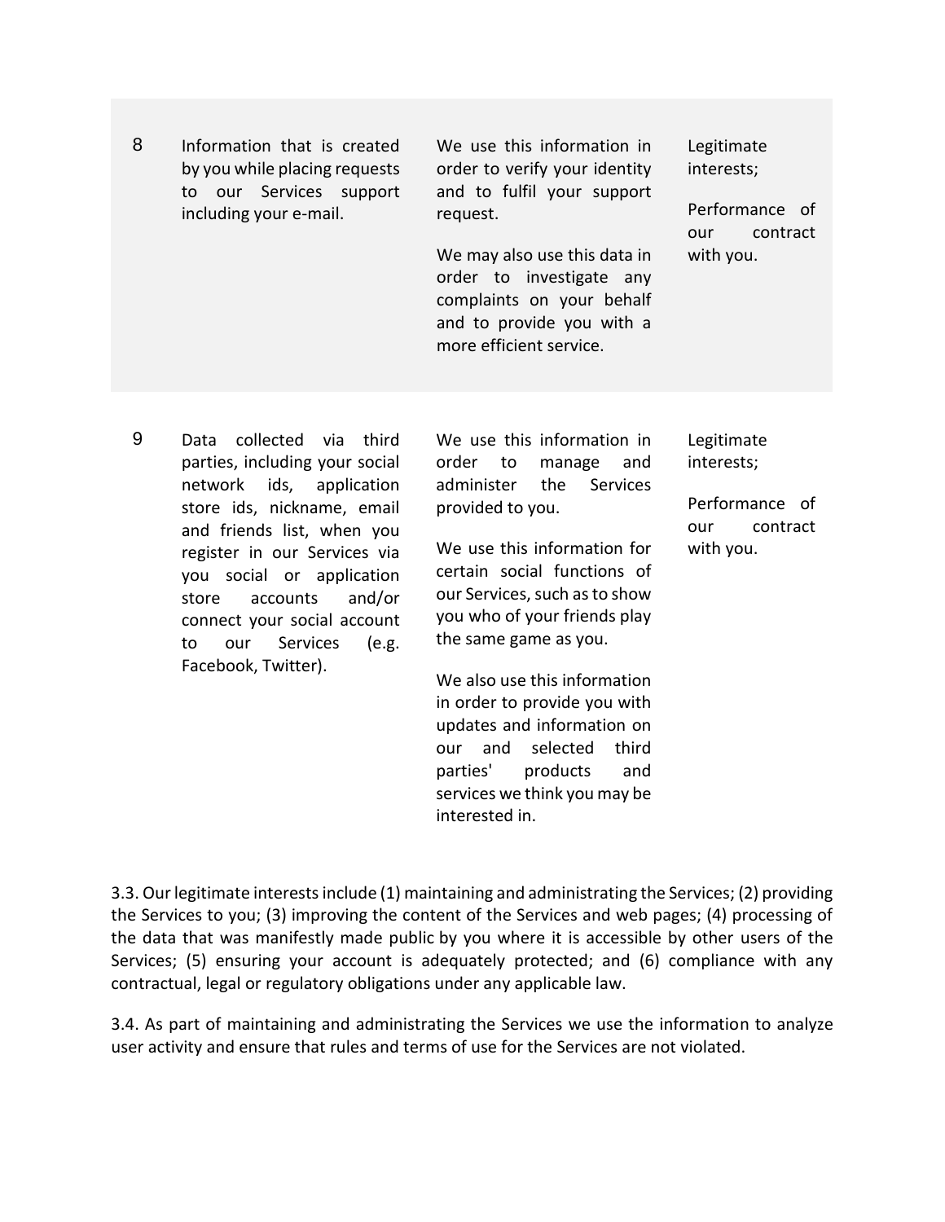| | | | |
|---|---|---|---|
| 8 | Information that is created by you while placing requests to our Services support including your e-mail. | We use this information in order to verify your identity and to fulfil your support request.<br><br>We may also use this data in order to investigate any complaints on your behalf and to provide you with a more efficient service. | Legitimate interests;<br><br>Performance of our contract with you. |
| 9 | Data collected via third parties, including your social network ids, application store ids, nickname, email and friends list, when you register in our Services via you social or application store accounts and/or connect your social account to our Services (e.g. Facebook, Twitter). | We use this information in order to manage and administer the Services provided to you.<br><br>We use this information for certain social functions of our Services, such as to show you who of your friends play the same game as you.<br><br>We also use this information in order to provide you with updates and information on our and selected third parties' products and services we think you may be interested in. | Legitimate interests;<br><br>Performance of our contract with you. |

3.3. Our legitimate interests include (1) maintaining and administrating the Services; (2) providing the Services to you; (3) improving the content of the Services and web pages; (4) processing of the data that was manifestly made public by you where it is accessible by other users of the Services; (5) ensuring your account is adequately protected; and (6) compliance with any contractual, legal or regulatory obligations under any applicable law.

3.4. As part of maintaining and administrating the Services we use the information to analyze user activity and ensure that rules and terms of use for the Services are not violated.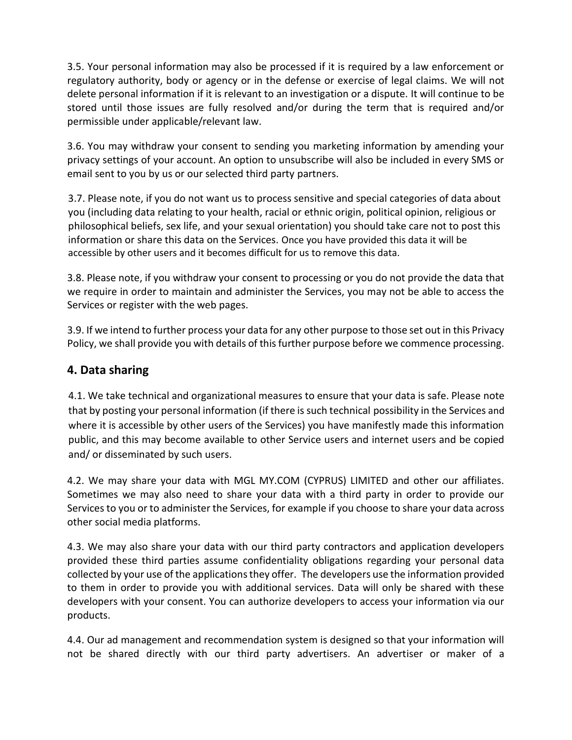3.5. Your personal information may also be processed if it is required by a law enforcement or regulatory authority, body or agency or in the defense or exercise of legal claims. We will not delete personal information if it is relevant to an investigation or a dispute. It will continue to be stored until those issues are fully resolved and/or during the term that is required and/or permissible under applicable/relevant law.

3.6. You may withdraw your consent to sending you marketing information by amending your privacy settings of your account. An option to unsubscribe will also be included in every SMS or email sent to you by us or our selected third party partners.

3.7. Please note, if you do not want us to process sensitive and special categories of data about you (including data relating to your health, racial or ethnic origin, political opinion, religious or philosophical beliefs, sex life, and your sexual orientation) you should take care not to post this information or share this data on the Services. Once you have provided this data it will be accessible by other users and it becomes difficult for us to remove this data.

3.8. Please note, if you withdraw your consent to processing or you do not provide the data that we require in order to maintain and administer the Services, you may not be able to access the Services or register with the web pages.

3.9. If we intend to further process your data for any other purpose to those set out in this Privacy Policy, we shall provide you with details of this further purpose before we commence processing.

## 4. Data sharing

4.1. We take technical and organizational measures to ensure that your data is safe. Please note that by posting your personal information (if there is such technical possibility in the Services and where it is accessible by other users of the Services) you have manifestly made this information public, and this may become available to other Service users and internet users and be copied and/ or disseminated by such users.

4.2. We may share your data with MGL MY.COM (CYPRUS) LIMITED and other our affiliates. Sometimes we may also need to share your data with a third party in order to provide our Services to you or to administer the Services, for example if you choose to share your data across other social media platforms.

4.3. We may also share your data with our third party contractors and application developers provided these third parties assume confidentiality obligations regarding your personal data collected by your use of the applications they offer. The developers use the information provided to them in order to provide you with additional services. Data will only be shared with these developers with your consent. You can authorize developers to access your information via our products.

4.4. Our ad management and recommendation system is designed so that your information will not be shared directly with our third party advertisers. An advertiser or maker of a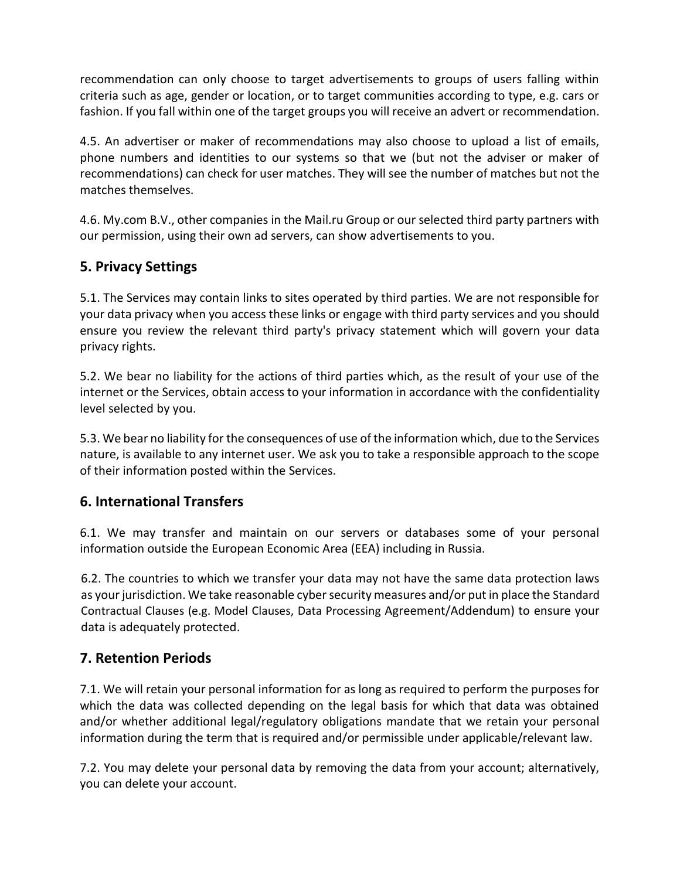recommendation can only choose to target advertisements to groups of users falling within criteria such as age, gender or location, or to target communities according to type, e.g. cars or fashion. If you fall within one of the target groups you will receive an advert or recommendation.

4.5. An advertiser or maker of recommendations may also choose to upload a list of emails, phone numbers and identities to our systems so that we (but not the adviser or maker of recommendations) can check for user matches. They will see the number of matches but not the matches themselves.

4.6. My.com B.V., other companies in the Mail.ru Group or our selected third party partners with our permission, using their own ad servers, can show advertisements to you.

## 5. Privacy Settings

5.1. The Services may contain links to sites operated by third parties. We are not responsible for your data privacy when you access these links or engage with third party services and you should ensure you review the relevant third party's privacy statement which will govern your data privacy rights.

5.2. We bear no liability for the actions of third parties which, as the result of your use of the internet or the Services, obtain access to your information in accordance with the confidentiality level selected by you.

5.3. We bear no liability for the consequences of use of the information which, due to the Services nature, is available to any internet user. We ask you to take a responsible approach to the scope of their information posted within the Services.

## 6. International Transfers

6.1. We may transfer and maintain on our servers or databases some of your personal information outside the European Economic Area (EEA) including in Russia.

6.2. The countries to which we transfer your data may not have the same data protection laws as your jurisdiction. We take reasonable cyber security measures and/or put in place the Standard Contractual Clauses (e.g. Model Clauses, Data Processing Agreement/Addendum) to ensure your data is adequately protected.

## 7. Retention Periods

7.1. We will retain your personal information for as long as required to perform the purposes for which the data was collected depending on the legal basis for which that data was obtained and/or whether additional legal/regulatory obligations mandate that we retain your personal information during the term that is required and/or permissible under applicable/relevant law.

7.2. You may delete your personal data by removing the data from your account; alternatively, you can delete your account.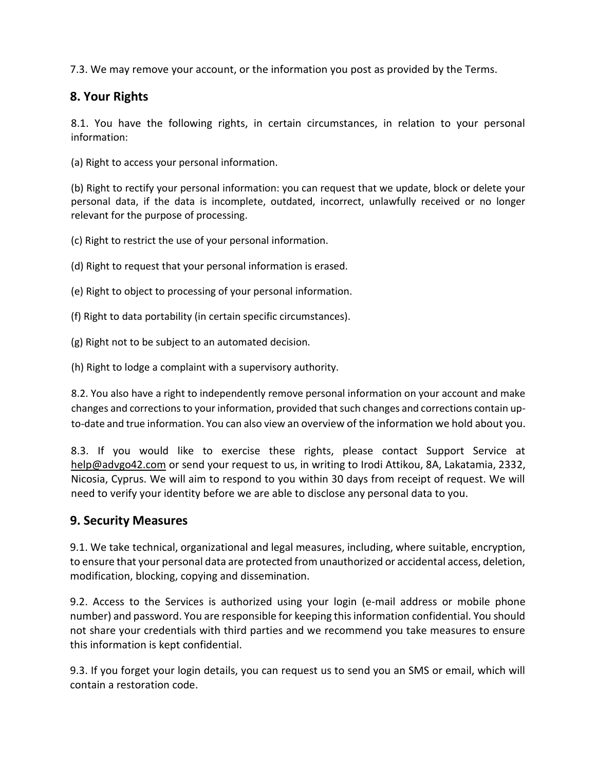7.3. We may remove your account, or the information you post as provided by the Terms.

## 8. Your Rights

8.1. You have the following rights, in certain circumstances, in relation to your personal information:

(a) Right to access your personal information.

(b) Right to rectify your personal information: you can request that we update, block or delete your personal data, if the data is incomplete, outdated, incorrect, unlawfully received or no longer relevant for the purpose of processing.

(c) Right to restrict the use of your personal information.

(d) Right to request that your personal information is erased.

(e) Right to object to processing of your personal information.

(f) Right to data portability (in certain specific circumstances).

(g) Right not to be subject to an automated decision.

(h) Right to lodge a complaint with a supervisory authority.

8.2. You also have a right to independently remove personal information on your account and make changes and corrections to your information, provided that such changes and corrections contain up-to-date and true information. You can also view an overview of the information we hold about you.

8.3. If you would like to exercise these rights, please contact Support Service at help@advgo42.com or send your request to us, in writing to Irodi Attikou, 8A, Lakatamia, 2332, Nicosia, Cyprus. We will aim to respond to you within 30 days from receipt of request. We will need to verify your identity before we are able to disclose any personal data to you.

## 9. Security Measures

9.1. We take technical, organizational and legal measures, including, where suitable, encryption, to ensure that your personal data are protected from unauthorized or accidental access, deletion, modification, blocking, copying and dissemination.

9.2. Access to the Services is authorized using your login (e-mail address or mobile phone number) and password. You are responsible for keeping this information confidential. You should not share your credentials with third parties and we recommend you take measures to ensure this information is kept confidential.

9.3. If you forget your login details, you can request us to send you an SMS or email, which will contain a restoration code.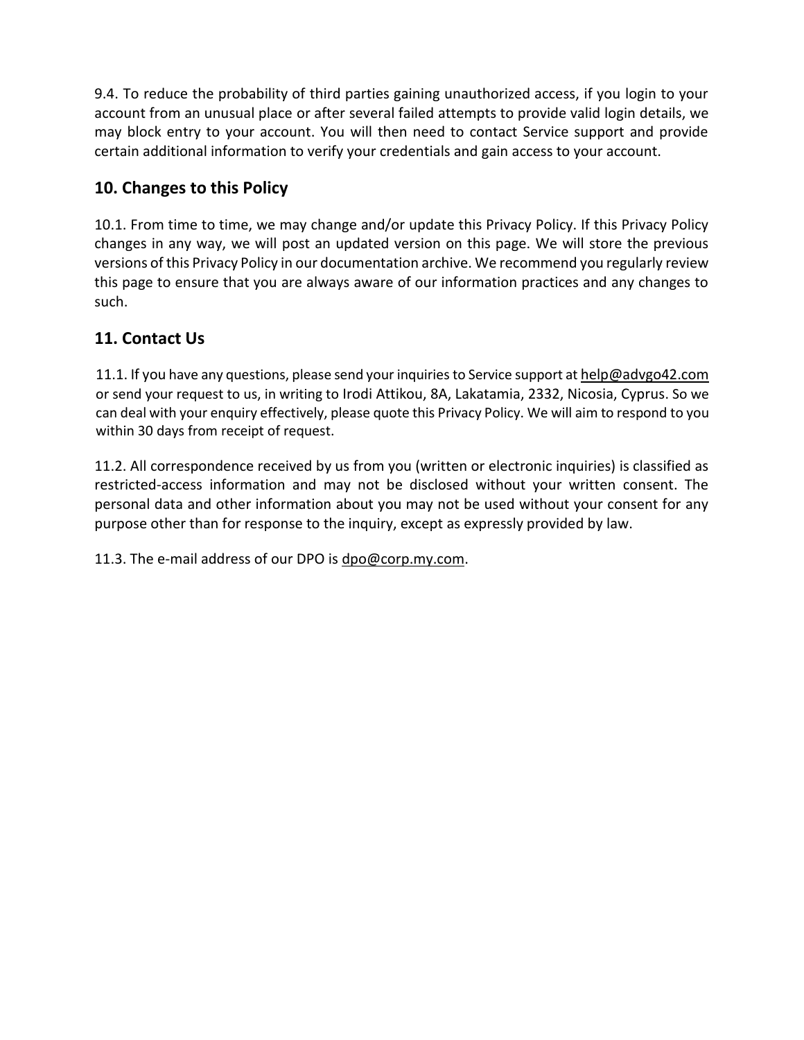9.4. To reduce the probability of third parties gaining unauthorized access, if you login to your account from an unusual place or after several failed attempts to provide valid login details, we may block entry to your account. You will then need to contact Service support and provide certain additional information to verify your credentials and gain access to your account.

## 10. Changes to this Policy

10.1. From time to time, we may change and/or update this Privacy Policy. If this Privacy Policy changes in any way, we will post an updated version on this page. We will store the previous versions of this Privacy Policy in our documentation archive. We recommend you regularly review this page to ensure that you are always aware of our information practices and any changes to such.

## 11. Contact Us

11.1. If you have any questions, please send your inquiries to Service support at help@advgo42.com or send your request to us, in writing to Irodi Attikou, 8A, Lakatamia, 2332, Nicosia, Cyprus. So we can deal with your enquiry effectively, please quote this Privacy Policy. We will aim to respond to you within 30 days from receipt of request.

11.2. All correspondence received by us from you (written or electronic inquiries) is classified as restricted-access information and may not be disclosed without your written consent. The personal data and other information about you may not be used without your consent for any purpose other than for response to the inquiry, except as expressly provided by law.

11.3. The e-mail address of our DPO is dpo@corp.my.com.